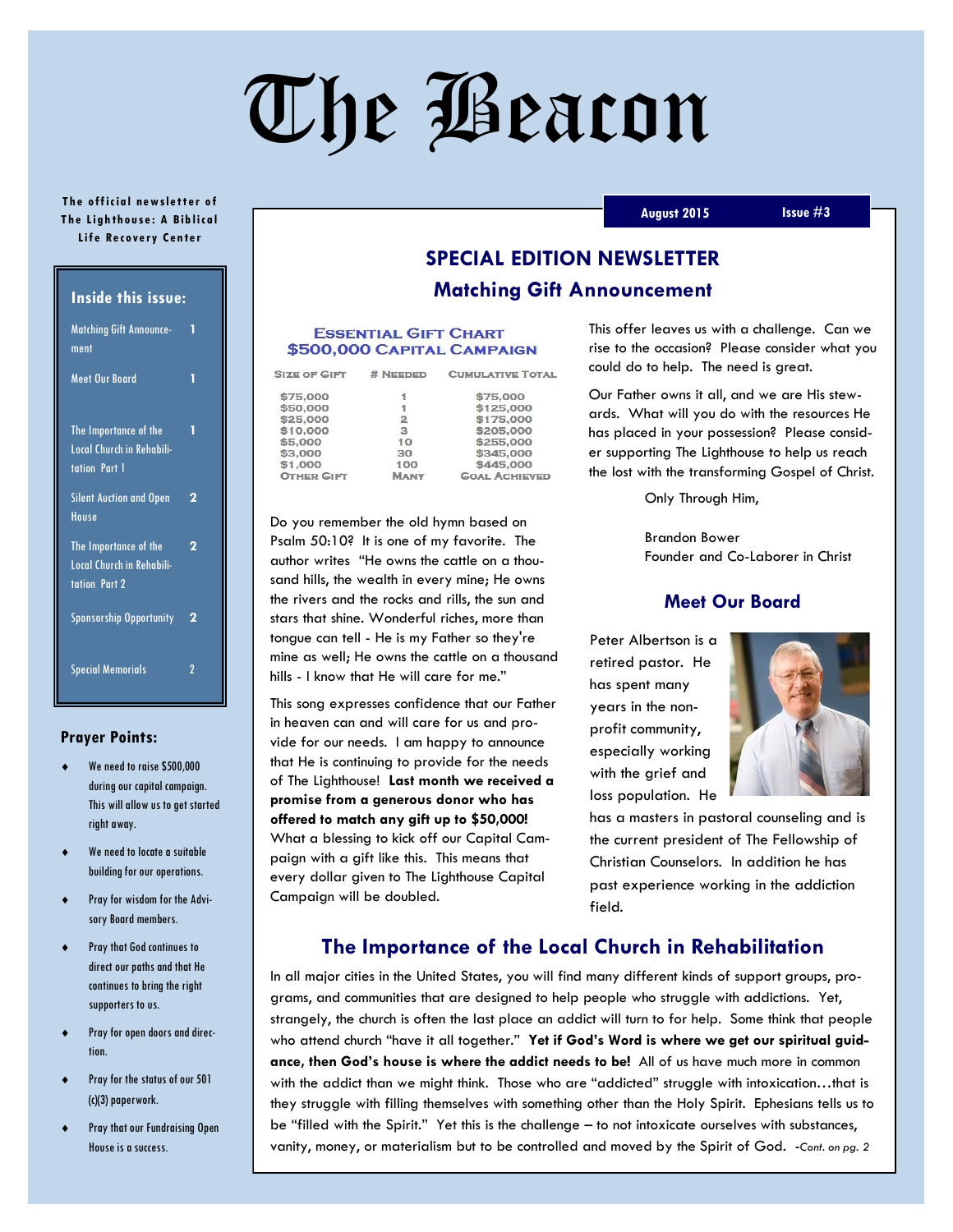# The Beacon

The official newsletter of The Lighthouse: A Biblical Life Recovery Center

August 2015 | Issue #3

**Inside this issue:**

| | |
|---|---|
| Matching Gift Announcement | 1 |
| Meet Our Board | 1 |
| The Importance of the Local Church in Rehabilitation Part 1 | 1 |
| Silent Auction and Open House | 2 |
| The Importance of the Local Church in Rehabilitation Part 2 | 2 |
| Sponsorship Opportunity | 2 |
| Special Memorials | 2 |

**Prayer Points:**

- We need to raise $500,000 during our capital campaign. This will allow us to get started right away.
- We need to locate a suitable building for our operations.
- Pray for wisdom for the Advisory Board members.
- Pray that God continues to direct our paths and that He continues to bring the right supporters to us.
- Pray for open doors and direction.
- Pray for the status of our 501 (c)(3) paperwork.
- Pray that our Fundraising Open House is a success.

## SPECIAL EDITION NEWSLETTER

## Matching Gift Announcement

**Essential Gift Chart**
**$500,000 Capital Campaign**

| Size of Gift | # Needed | Cumulative Total |
|---|---|---|
| $75,000 | 1 | $75,000 |
| $50,000 | 1 | $125,000 |
| $25,000 | 2 | $175,000 |
| $10,000 | 3 | $205,000 |
| $5,000 | 10 | $255,000 |
| $3,000 | 30 | $345,000 |
| $1,000 | 100 | $445,000 |
| Other Gift | Many | Goal Achieved |

Do you remember the old hymn based on Psalm 50:10? It is one of my favorite. The author writes "He owns the cattle on a thousand hills, the wealth in every mine; He owns the rivers and the rocks and rills, the sun and stars that shine. Wonderful riches, more than tongue can tell - He is my Father so they're mine as well; He owns the cattle on a thousand hills - I know that He will care for me."

This song expresses confidence that our Father in heaven can and will care for us and provide for our needs. I am happy to announce that He is continuing to provide for the needs of The Lighthouse! **Last month we received a promise from a generous donor who has offered to match any gift up to $50,000!** What a blessing to kick off our Capital Campaign with a gift like this. This means that every dollar given to The Lighthouse Capital Campaign will be doubled.

This offer leaves us with a challenge. Can we rise to the occasion? Please consider what you could do to help. The need is great.

Our Father owns it all, and we are His stewards. What will you do with the resources He has placed in your possession? Please consider supporting The Lighthouse to help us reach the lost with the transforming Gospel of Christ.

Only Through Him,

Brandon Bower
Founder and Co-Laborer in Christ

## Meet Our Board

Peter Albertson is a retired pastor. He has spent many years in the non-profit community, especially working with the grief and loss population. He has a masters in pastoral counseling and is the current president of The Fellowship of Christian Counselors. In addition he has past experience working in the addiction field.

## The Importance of the Local Church in Rehabilitation

In all major cities in the United States, you will find many different kinds of support groups, programs, and communities that are designed to help people who struggle with addictions. Yet, strangely, the church is often the last place an addict will turn to for help. Some think that people who attend church "have it all together." **Yet if God's Word is where we get our spiritual guidance, then God's house is where the addict needs to be!** All of us have much more in common with the addict than we might think. Those who are "addicted" struggle with intoxication…that is they struggle with filling themselves with something other than the Holy Spirit. Ephesians tells us to be "filled with the Spirit." Yet this is the challenge – to not intoxicate ourselves with substances, vanity, money, or materialism but to be controlled and moved by the Spirit of God. -*Cont. on pg. 2*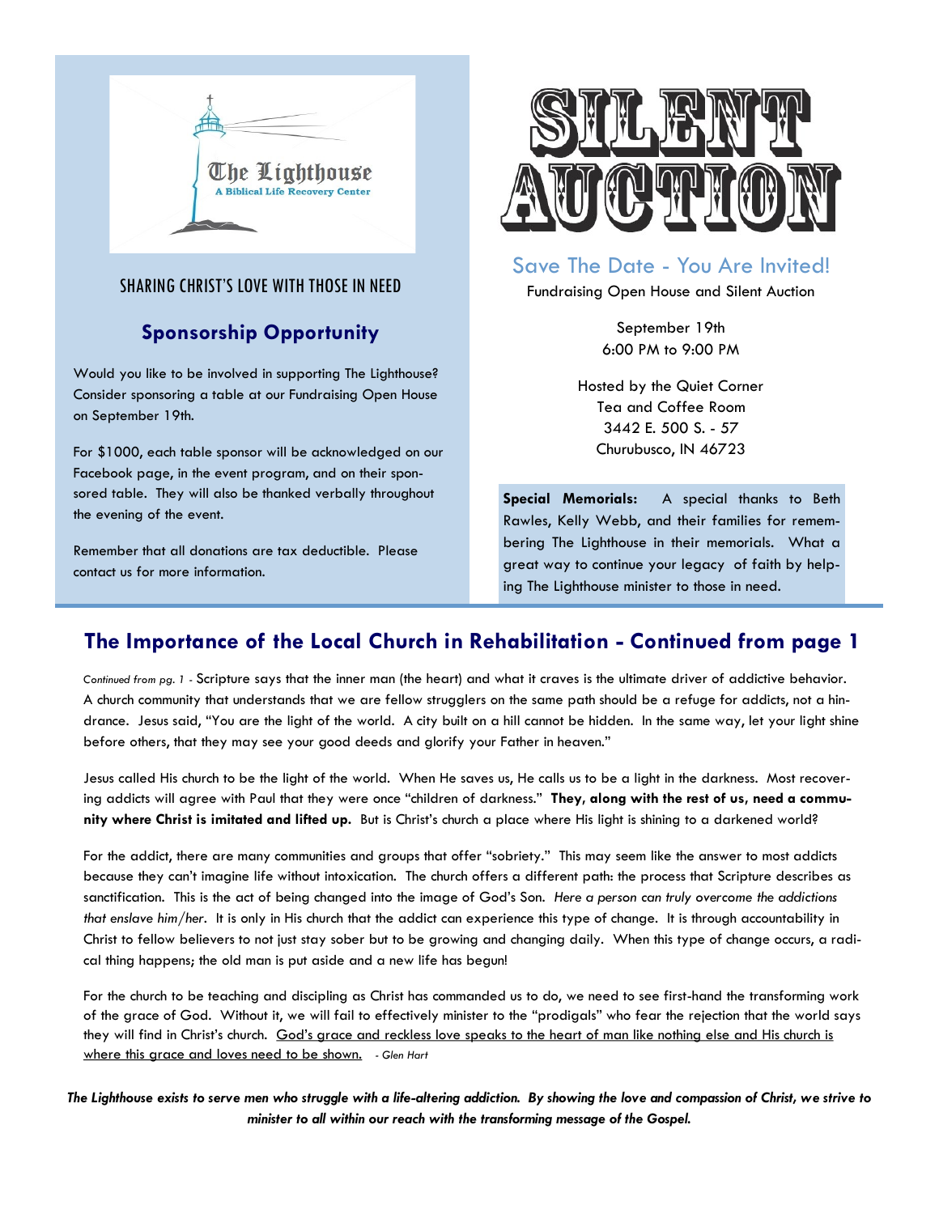The Lighthouse
A Biblical Life Recovery Center

SHARING CHRIST'S LOVE WITH THOSE IN NEED

## Sponsorship Opportunity

Would you like to be involved in supporting The Lighthouse? Consider sponsoring a table at our Fundraising Open House on September 19th.

For $1000, each table sponsor will be acknowledged on our Facebook page, in the event program, and on their sponsored table. They will also be thanked verbally throughout the evening of the event.

Remember that all donations are tax deductible. Please contact us for more information.

# SILENT AUCTION

## Save The Date - You Are Invited!

Fundraising Open House and Silent Auction

September 19th
6:00 PM to 9:00 PM

Hosted by the Quiet Corner
Tea and Coffee Room
3442 E. 500 S. - 57
Churubusco, IN 46723

**Special Memorials:** A special thanks to Beth Rawles, Kelly Webb, and their families for remembering The Lighthouse in their memorials. What a great way to continue your legacy of faith by helping The Lighthouse minister to those in need.

## The Importance of the Local Church in Rehabilitation - Continued from page 1

*Continued from pg. 1 -* Scripture says that the inner man (the heart) and what it craves is the ultimate driver of addictive behavior. A church community that understands that we are fellow strugglers on the same path should be a refuge for addicts, not a hindrance. Jesus said, "You are the light of the world. A city built on a hill cannot be hidden. In the same way, let your light shine before others, that they may see your good deeds and glorify your Father in heaven."

Jesus called His church to be the light of the world. When He saves us, He calls us to be a light in the darkness. Most recovering addicts will agree with Paul that they were once "children of darkness." **They, along with the rest of us, need a community where Christ is imitated and lifted up.** But is Christ's church a place where His light is shining to a darkened world?

For the addict, there are many communities and groups that offer "sobriety." This may seem like the answer to most addicts because they can't imagine life without intoxication. The church offers a different path: the process that Scripture describes as sanctification. This is the act of being changed into the image of God's Son. *Here a person can truly overcome the addictions that enslave him/her*. It is only in His church that the addict can experience this type of change. It is through accountability in Christ to fellow believers to not just stay sober but to be growing and changing daily. When this type of change occurs, a radical thing happens; the old man is put aside and a new life has begun!

For the church to be teaching and discipling as Christ has commanded us to do, we need to see first-hand the transforming work of the grace of God. Without it, we will fail to effectively minister to the "prodigals" who fear the rejection that the world says they will find in Christ's church. <u>God's grace and reckless love speaks to the heart of man like nothing else and His church is where this grace and loves need to be shown.</u> *- Glen Hart*

***The Lighthouse exists to serve men who struggle with a life-altering addiction. By showing the love and compassion of Christ, we strive to minister to all within our reach with the transforming message of the Gospel.***